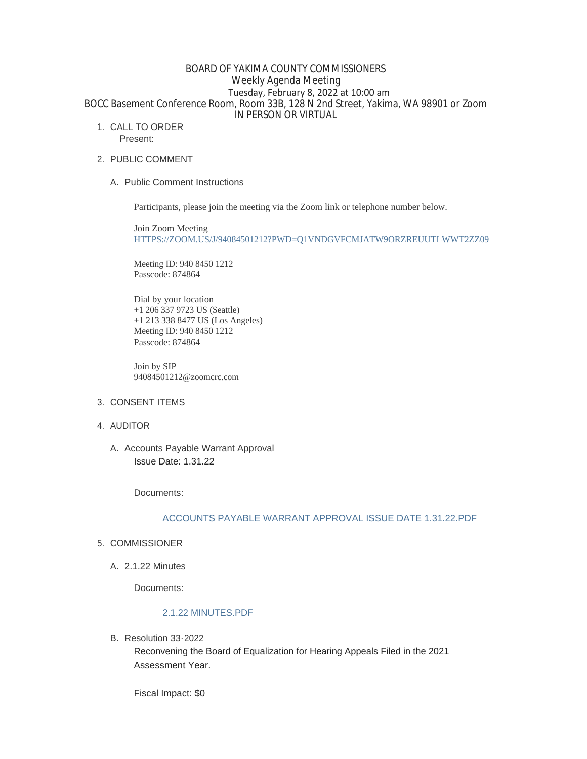# BOARD OF YAKIMA COUNTY COMMISSIONERS
## Weekly Agenda Meeting
### Tuesday, February 8, 2022 at 10:00 am
### BOCC Basement Conference Room, Room 33B, 128 N 2nd Street, Yakima, WA 98901 or Zoom
### IN PERSON OR VIRTUAL

1. CALL TO ORDER
   Present:

2. PUBLIC COMMENT

   A. Public Comment Instructions

      Participants, please join the meeting via the Zoom link or telephone number below.

      Join Zoom Meeting
      HTTPS://ZOOM.US/J/94084501212?PWD=Q1VNDGVFCMJATW9ORZREUUTLWWT2ZZ09

      Meeting ID: 940 8450 1212
      Passcode: 874864

      Dial by your location
      +1 206 337 9723 US (Seattle)
      +1 213 338 8477 US (Los Angeles)
      Meeting ID: 940 8450 1212
      Passcode: 874864

      Join by SIP
      94084501212@zoomcrc.com

3. CONSENT ITEMS

4. AUDITOR

   A. Accounts Payable Warrant Approval
      Issue Date: 1.31.22

      Documents:

      ACCOUNTS PAYABLE WARRANT APPROVAL ISSUE DATE 1.31.22.PDF

5. COMMISSIONER

   A. 2.1.22 Minutes

      Documents:

      2.1.22 MINUTES.PDF

   B. Resolution 33-2022
      Reconvening the Board of Equalization for Hearing Appeals Filed in the 2021 Assessment Year.

      Fiscal Impact: $0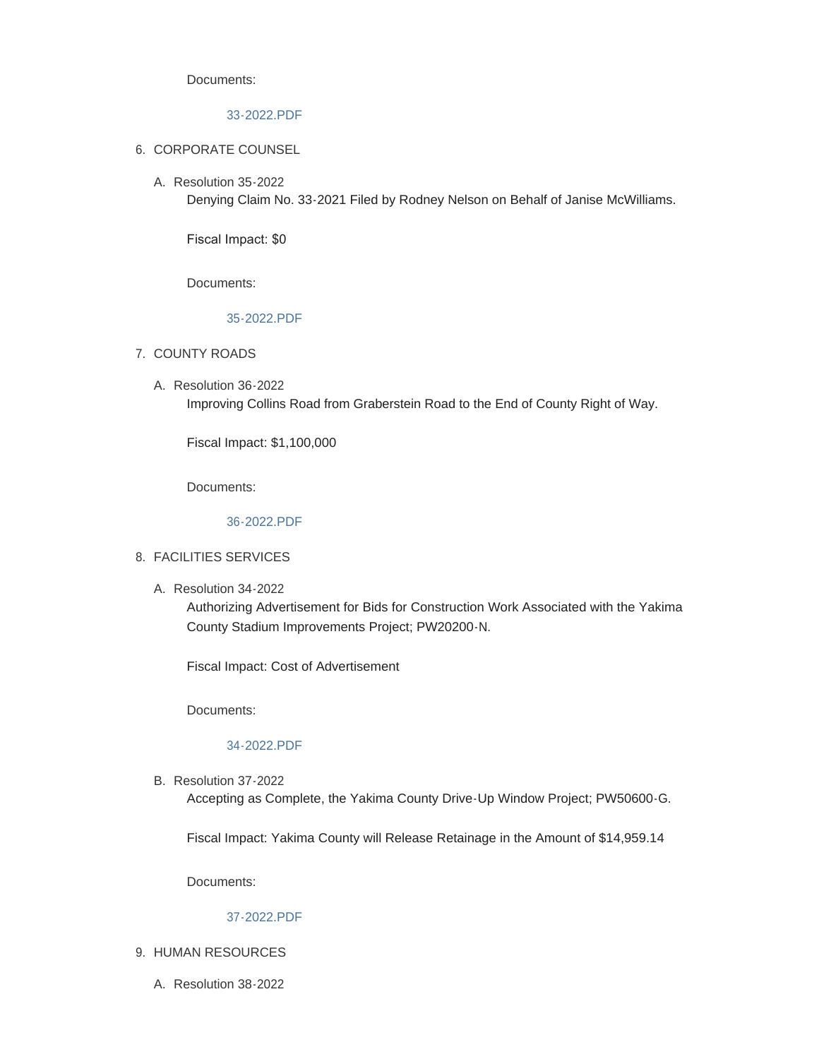Documents:

33-2022.PDF

6. CORPORATE COUNSEL

   A. Resolution 35-2022
      Denying Claim No. 33-2021 Filed by Rodney Nelson on Behalf of Janise McWilliams.

      Fiscal Impact: $0

      Documents:

      35-2022.PDF

7. COUNTY ROADS

   A. Resolution 36-2022
      Improving Collins Road from Graberstein Road to the End of County Right of Way.

      Fiscal Impact: $1,100,000

      Documents:

      36-2022.PDF

8. FACILITIES SERVICES

   A. Resolution 34-2022
      Authorizing Advertisement for Bids for Construction Work Associated with the Yakima County Stadium Improvements Project; PW20200-N.

      Fiscal Impact: Cost of Advertisement

      Documents:

      34-2022.PDF

   B. Resolution 37-2022
      Accepting as Complete, the Yakima County Drive-Up Window Project; PW50600-G.

      Fiscal Impact: Yakima County will Release Retainage in the Amount of $14,959.14

      Documents:

      37-2022.PDF

9. HUMAN RESOURCES

   A. Resolution 38-2022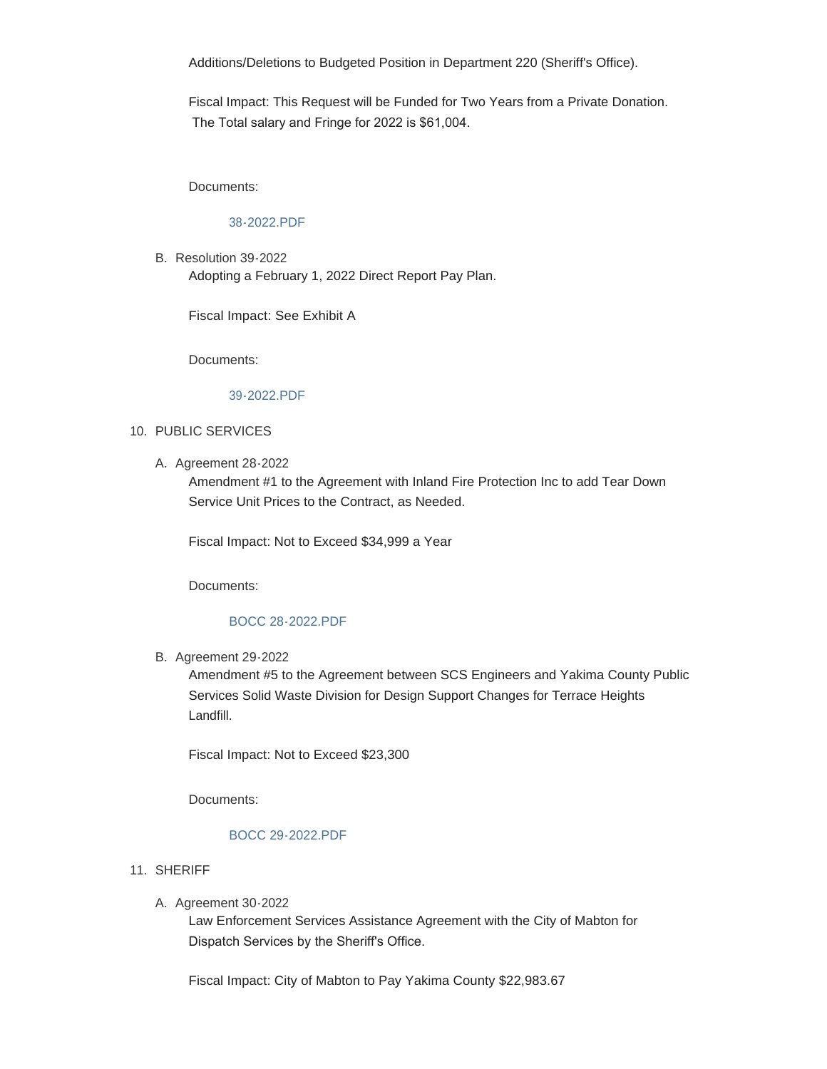Additions/Deletions to Budgeted Position in Department 220 (Sheriff's Office).

Fiscal Impact: This Request will be Funded for Two Years from a Private Donation. The Total salary and Fringe for 2022 is $61,004.

Documents:

38-2022.PDF

B. Resolution 39-2022

Adopting a February 1, 2022 Direct Report Pay Plan.

Fiscal Impact: See Exhibit A

Documents:

39-2022.PDF

10. PUBLIC SERVICES

A. Agreement 28-2022

Amendment #1 to the Agreement with Inland Fire Protection Inc to add Tear Down Service Unit Prices to the Contract, as Needed.

Fiscal Impact: Not to Exceed $34,999 a Year

Documents:

BOCC 28-2022.PDF

B. Agreement 29-2022

Amendment #5 to the Agreement between SCS Engineers and Yakima County Public Services Solid Waste Division for Design Support Changes for Terrace Heights Landfill.

Fiscal Impact: Not to Exceed $23,300

Documents:

BOCC 29-2022.PDF

11. SHERIFF

A. Agreement 30-2022

Law Enforcement Services Assistance Agreement with the City of Mabton for Dispatch Services by the Sheriff's Office.

Fiscal Impact: City of Mabton to Pay Yakima County $22,983.67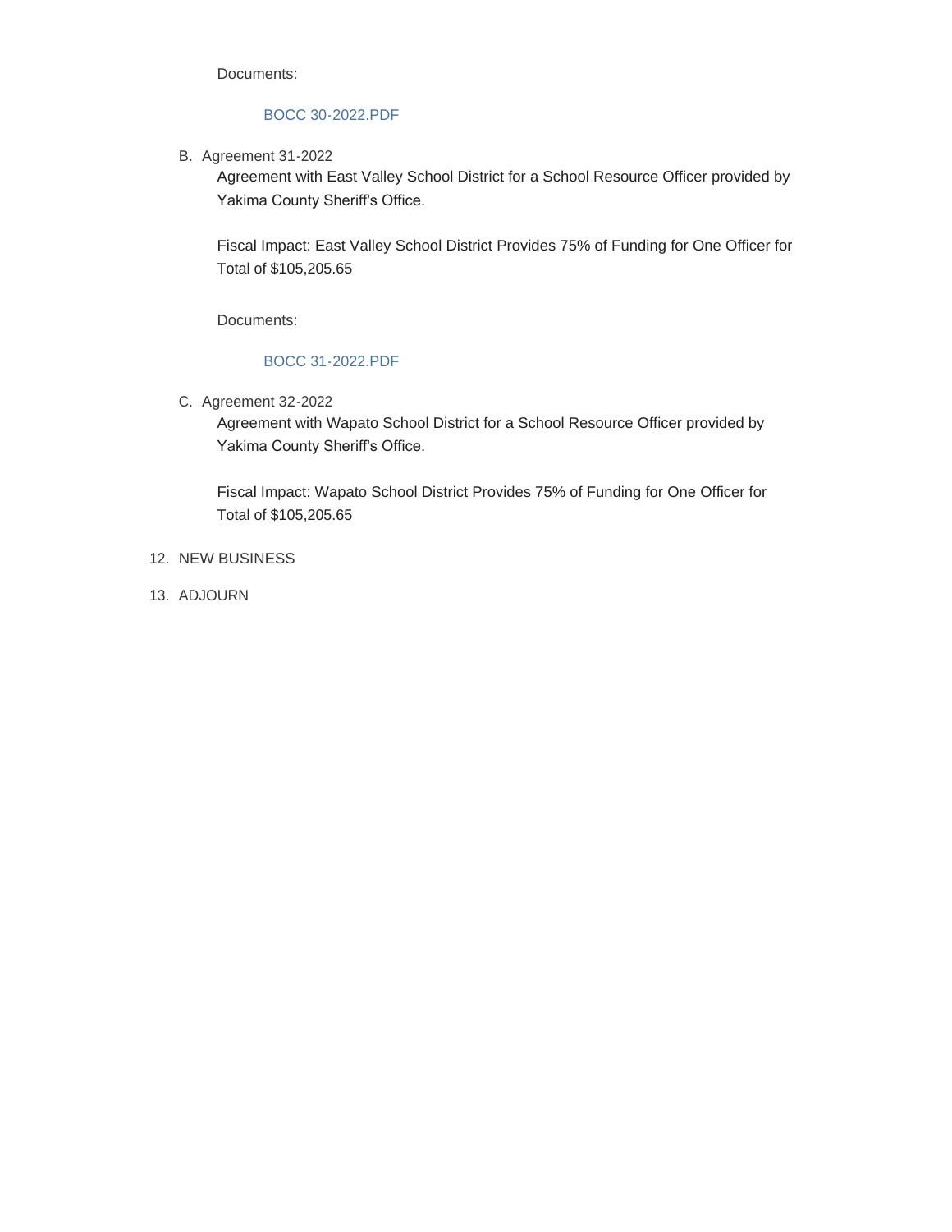Documents:

BOCC 30-2022.PDF

B. Agreement 31-2022

Agreement with East Valley School District for a School Resource Officer provided by Yakima County Sheriff's Office.

Fiscal Impact: East Valley School District Provides 75% of Funding for One Officer for Total of $105,205.65

Documents:

BOCC 31-2022.PDF

C. Agreement 32-2022

Agreement with Wapato School District for a School Resource Officer provided by Yakima County Sheriff's Office.

Fiscal Impact: Wapato School District Provides 75% of Funding for One Officer for Total of $105,205.65

12. NEW BUSINESS

13. ADJOURN